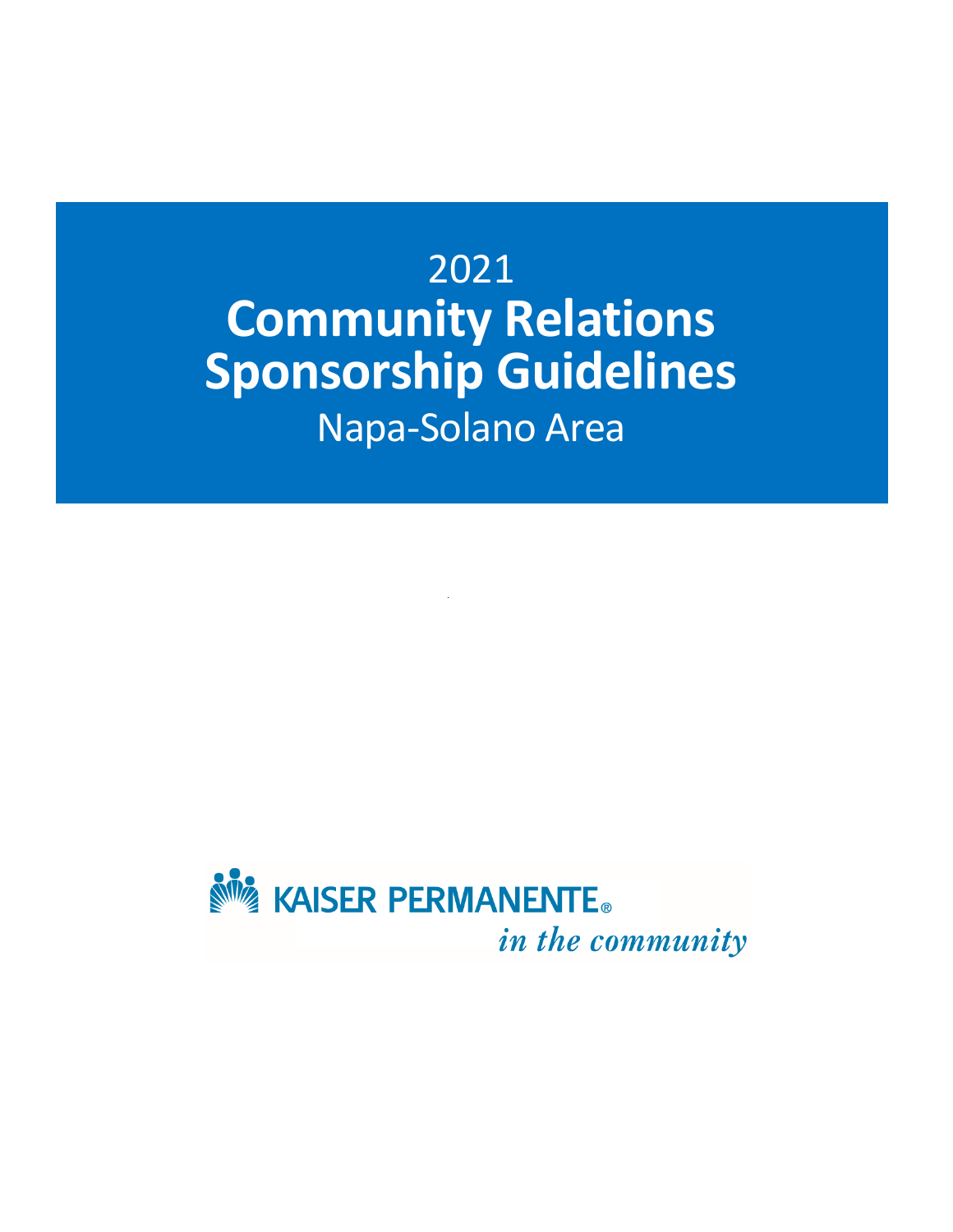2021

# Community Relations Sponsorship Guidelines

Napa-Solano Area

KAISER PERMANENTE®

*in the community*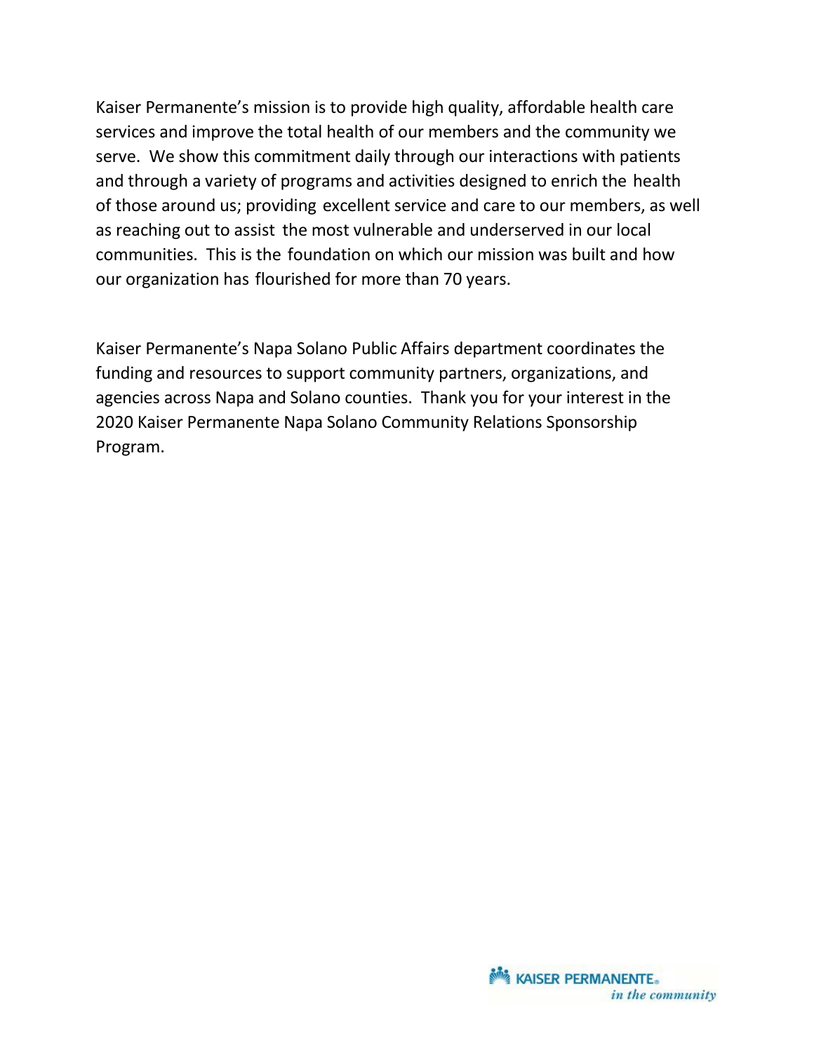Kaiser Permanente's mission is to provide high quality, affordable health care services and improve the total health of our members and the community we serve. We show this commitment daily through our interactions with patients and through a variety of programs and activities designed to enrich the health of those around us; providing excellent service and care to our members, as well as reaching out to assist the most vulnerable and underserved in our local communities. This is the foundation on which our mission was built and how our organization has flourished for more than 70 years.

Kaiser Permanente's Napa Solano Public Affairs department coordinates the funding and resources to support community partners, organizations, and agencies across Napa and Solano counties. Thank you for your interest in the 2020 Kaiser Permanente Napa Solano Community Relations Sponsorship Program.

KAISER PERMANENTE.
*in the community*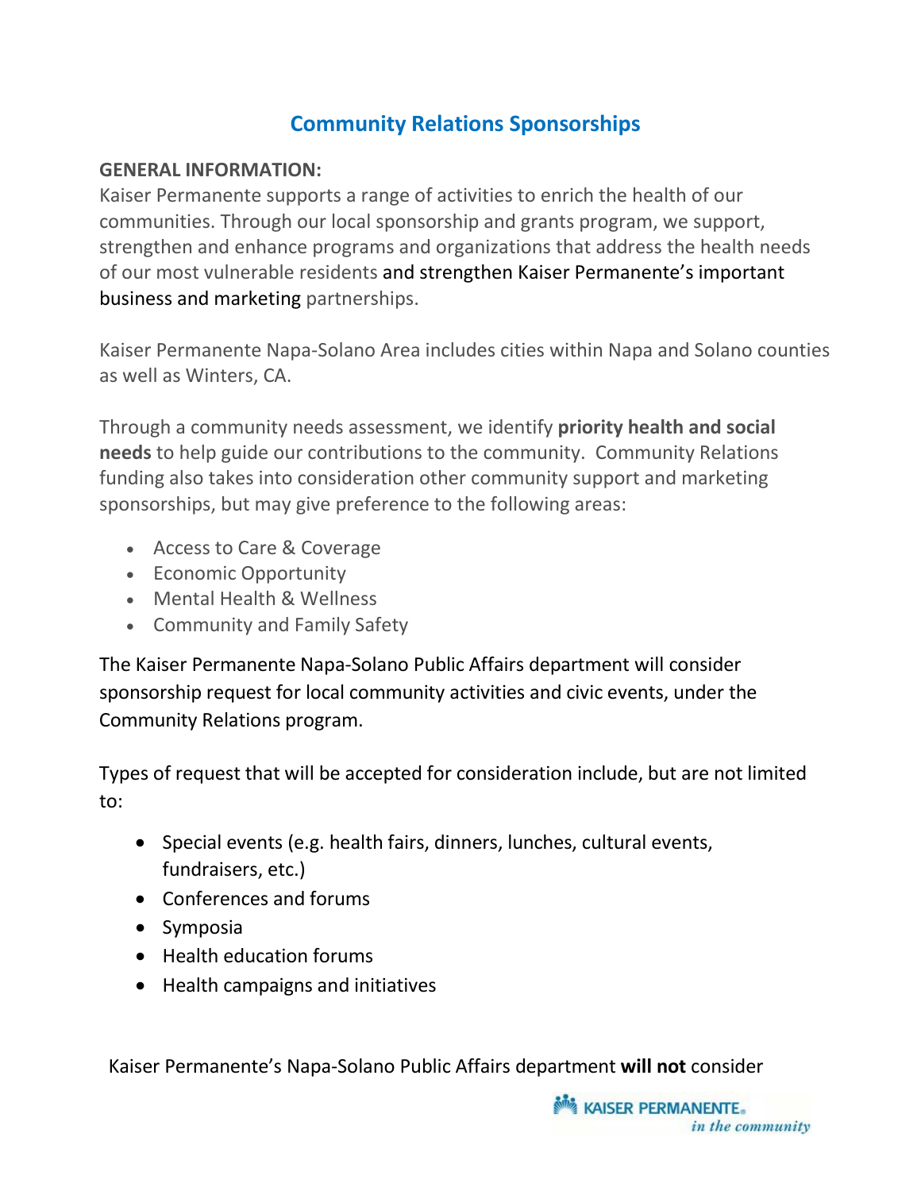# Community Relations Sponsorships

**GENERAL INFORMATION:**

Kaiser Permanente supports a range of activities to enrich the health of our communities. Through our local sponsorship and grants program, we support, strengthen and enhance programs and organizations that address the health needs of our most vulnerable residents and strengthen Kaiser Permanente's important business and marketing partnerships.

Kaiser Permanente Napa-Solano Area includes cities within Napa and Solano counties as well as Winters, CA.

Through a community needs assessment, we identify **priority health and social needs** to help guide our contributions to the community. Community Relations funding also takes into consideration other community support and marketing sponsorships, but may give preference to the following areas:

- Access to Care & Coverage
- Economic Opportunity
- Mental Health & Wellness
- Community and Family Safety

The Kaiser Permanente Napa-Solano Public Affairs department will consider sponsorship request for local community activities and civic events, under the Community Relations program.

Types of request that will be accepted for consideration include, but are not limited to:

- Special events (e.g. health fairs, dinners, lunches, cultural events, fundraisers, etc.)
- Conferences and forums
- Symposia
- Health education forums
- Health campaigns and initiatives

Kaiser Permanente's Napa-Solano Public Affairs department **will not** consider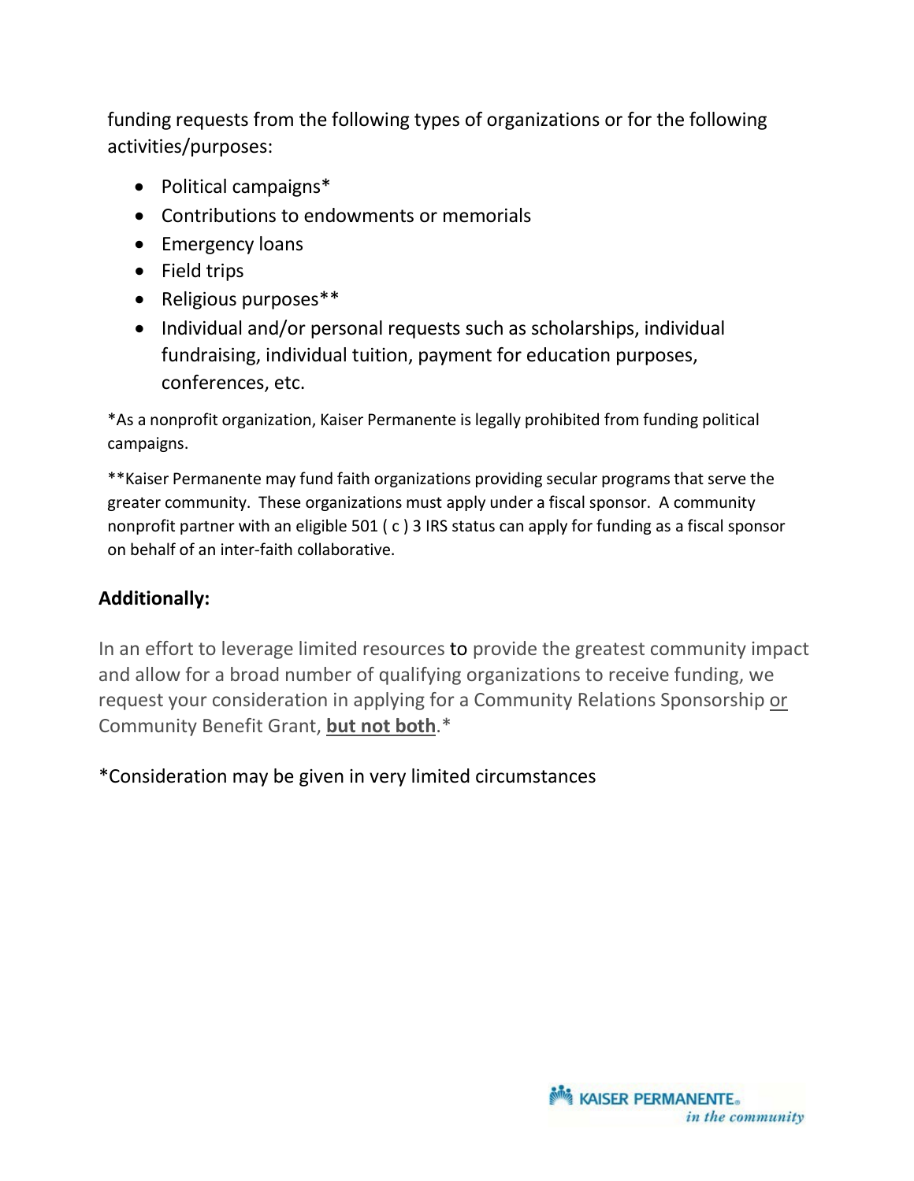funding requests from the following types of organizations or for the following activities/purposes:

- Political campaigns*
- Contributions to endowments or memorials
- Emergency loans
- Field trips
- Religious purposes**
- Individual and/or personal requests such as scholarships, individual fundraising, individual tuition, payment for education purposes, conferences, etc.

*As a nonprofit organization, Kaiser Permanente is legally prohibited from funding political campaigns.

**Kaiser Permanente may fund faith organizations providing secular programs that serve the greater community. These organizations must apply under a fiscal sponsor. A community nonprofit partner with an eligible 501 ( c ) 3 IRS status can apply for funding as a fiscal sponsor on behalf of an inter-faith collaborative.

**Additionally:**

In an effort to leverage limited resources to provide the greatest community impact and allow for a broad number of qualifying organizations to receive funding, we request your consideration in applying for a Community Relations Sponsorship or Community Benefit Grant, **but not both**.*

*Consideration may be given in very limited circumstances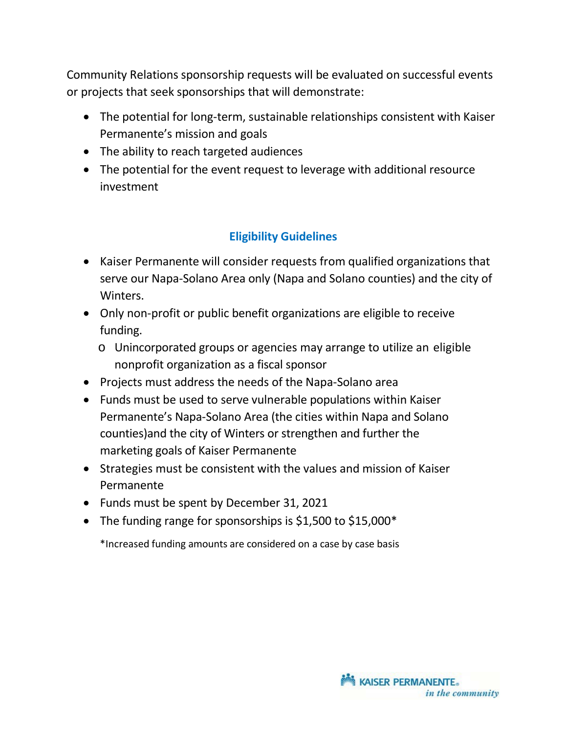Community Relations sponsorship requests will be evaluated on successful events or projects that seek sponsorships that will demonstrate:

- The potential for long-term, sustainable relationships consistent with Kaiser Permanente's mission and goals
- The ability to reach targeted audiences
- The potential for the event request to leverage with additional resource investment

## Eligibility Guidelines

- Kaiser Permanente will consider requests from qualified organizations that serve our Napa-Solano Area only (Napa and Solano counties) and the city of Winters.
- Only non-profit or public benefit organizations are eligible to receive funding.
  - Unincorporated groups or agencies may arrange to utilize an eligible nonprofit organization as a fiscal sponsor
- Projects must address the needs of the Napa-Solano area
- Funds must be used to serve vulnerable populations within Kaiser Permanente's Napa-Solano Area (the cities within Napa and Solano counties)and the city of Winters or strengthen and further the marketing goals of Kaiser Permanente
- Strategies must be consistent with the values and mission of Kaiser Permanente
- Funds must be spent by December 31, 2021
- The funding range for sponsorships is $1,500 to $15,000*

  *Increased funding amounts are considered on a case by case basis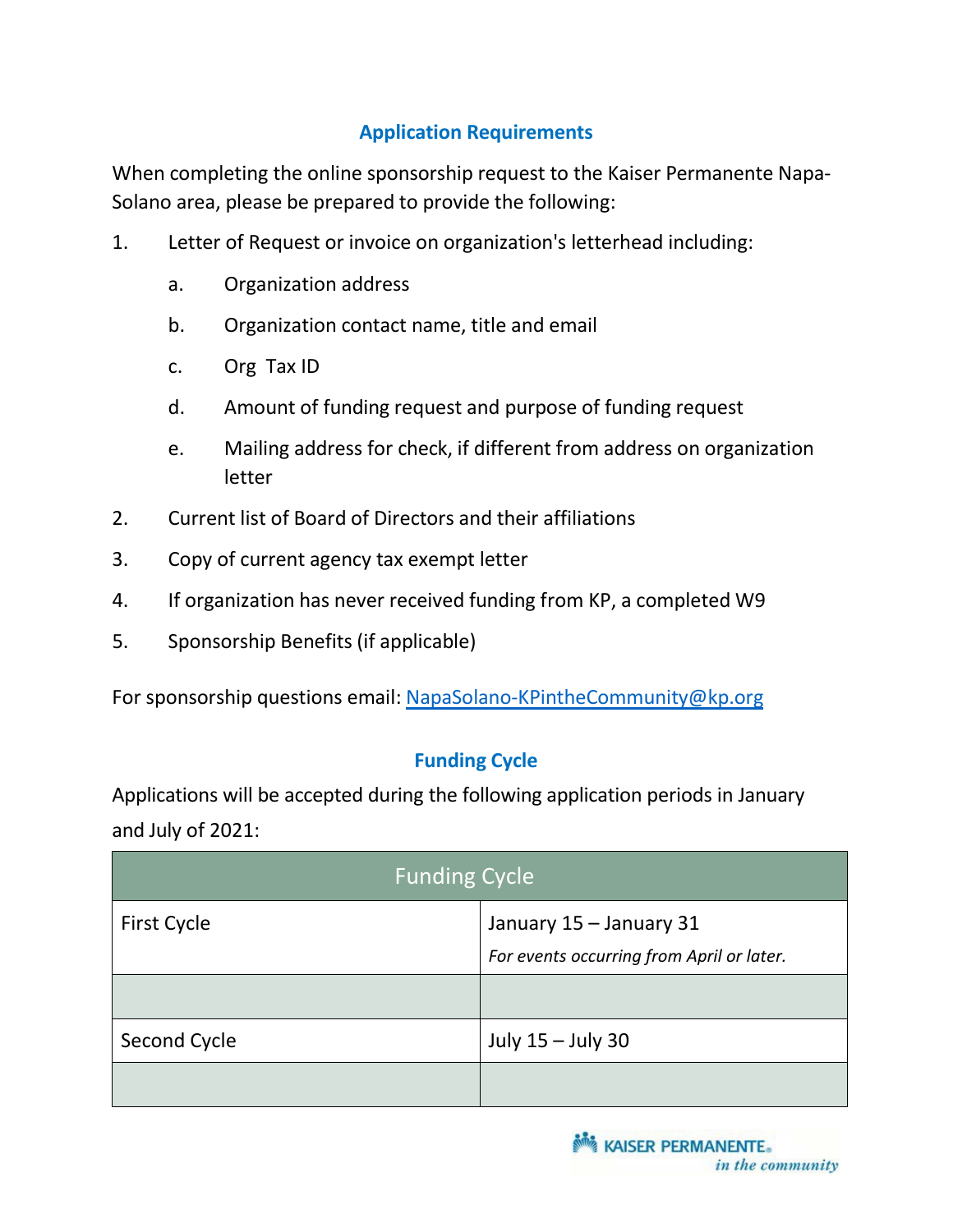## Application Requirements

When completing the online sponsorship request to the Kaiser Permanente Napa-Solano area, please be prepared to provide the following:

1. Letter of Request or invoice on organization's letterhead including:
   a. Organization address
   b. Organization contact name, title and email
   c. Org Tax ID
   d. Amount of funding request and purpose of funding request
   e. Mailing address for check, if different from address on organization letter
2. Current list of Board of Directors and their affiliations
3. Copy of current agency tax exempt letter
4. If organization has never received funding from KP, a completed W9
5. Sponsorship Benefits (if applicable)

For sponsorship questions email: NapaSolano-KPintheCommunity@kp.org

## Funding Cycle

Applications will be accepted during the following application periods in January and July of 2021:

| Funding Cycle | |
|---|---|
| First Cycle | January 15 – January 31<br>*For events occurring from April or later.* |
| | |
| Second Cycle | July 15 – July 30 |
| | |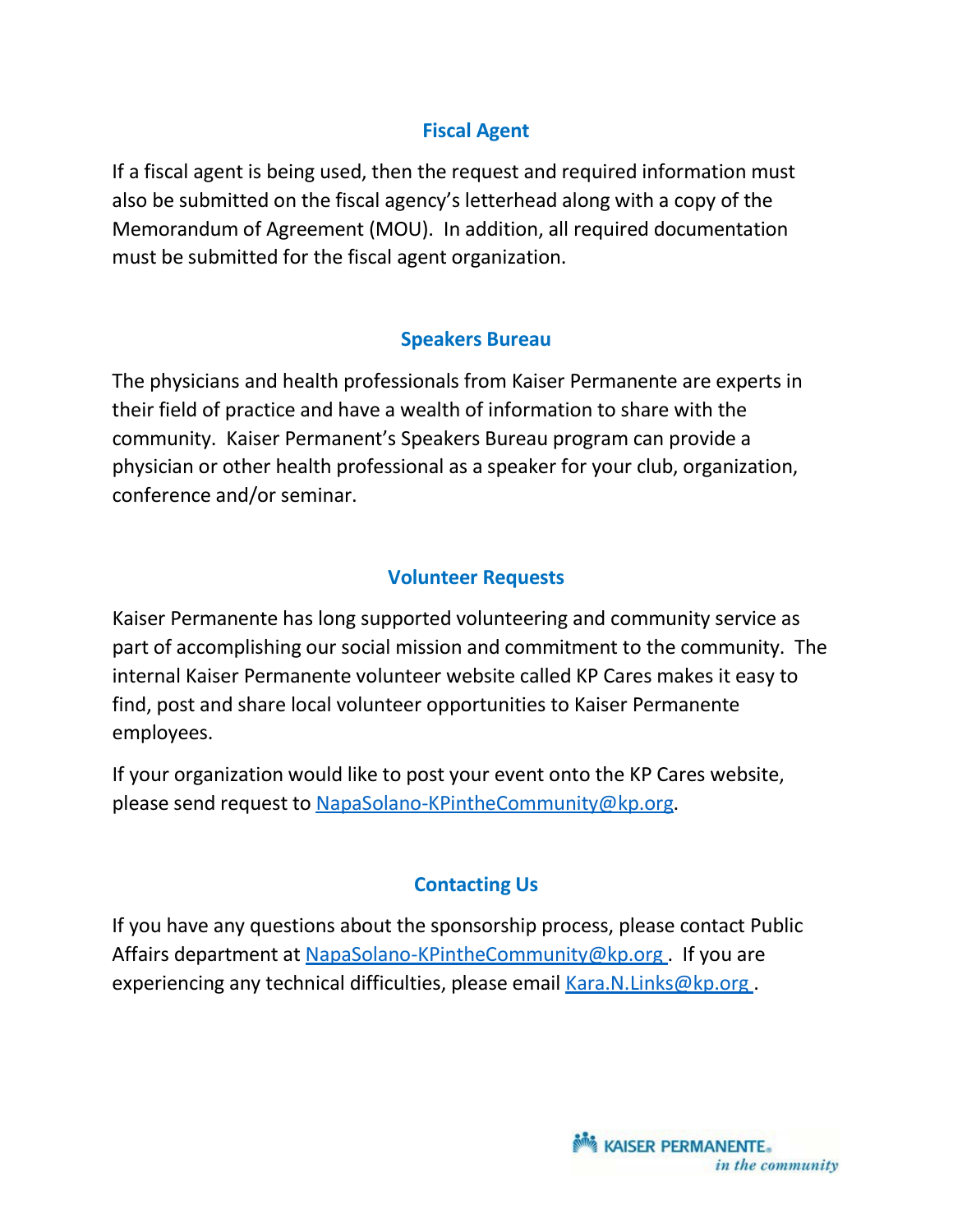## Fiscal Agent

If a fiscal agent is being used, then the request and required information must also be submitted on the fiscal agency's letterhead along with a copy of the Memorandum of Agreement (MOU). In addition, all required documentation must be submitted for the fiscal agent organization.

## Speakers Bureau

The physicians and health professionals from Kaiser Permanente are experts in their field of practice and have a wealth of information to share with the community. Kaiser Permanent's Speakers Bureau program can provide a physician or other health professional as a speaker for your club, organization, conference and/or seminar.

## Volunteer Requests

Kaiser Permanente has long supported volunteering and community service as part of accomplishing our social mission and commitment to the community. The internal Kaiser Permanente volunteer website called KP Cares makes it easy to find, post and share local volunteer opportunities to Kaiser Permanente employees.

If your organization would like to post your event onto the KP Cares website, please send request to NapaSolano-KPintheCommunity@kp.org.

## Contacting Us

If you have any questions about the sponsorship process, please contact Public Affairs department at NapaSolano-KPintheCommunity@kp.org. If you are experiencing any technical difficulties, please email Kara.N.Links@kp.org.

KAISER PERMANENTE. *in the community*